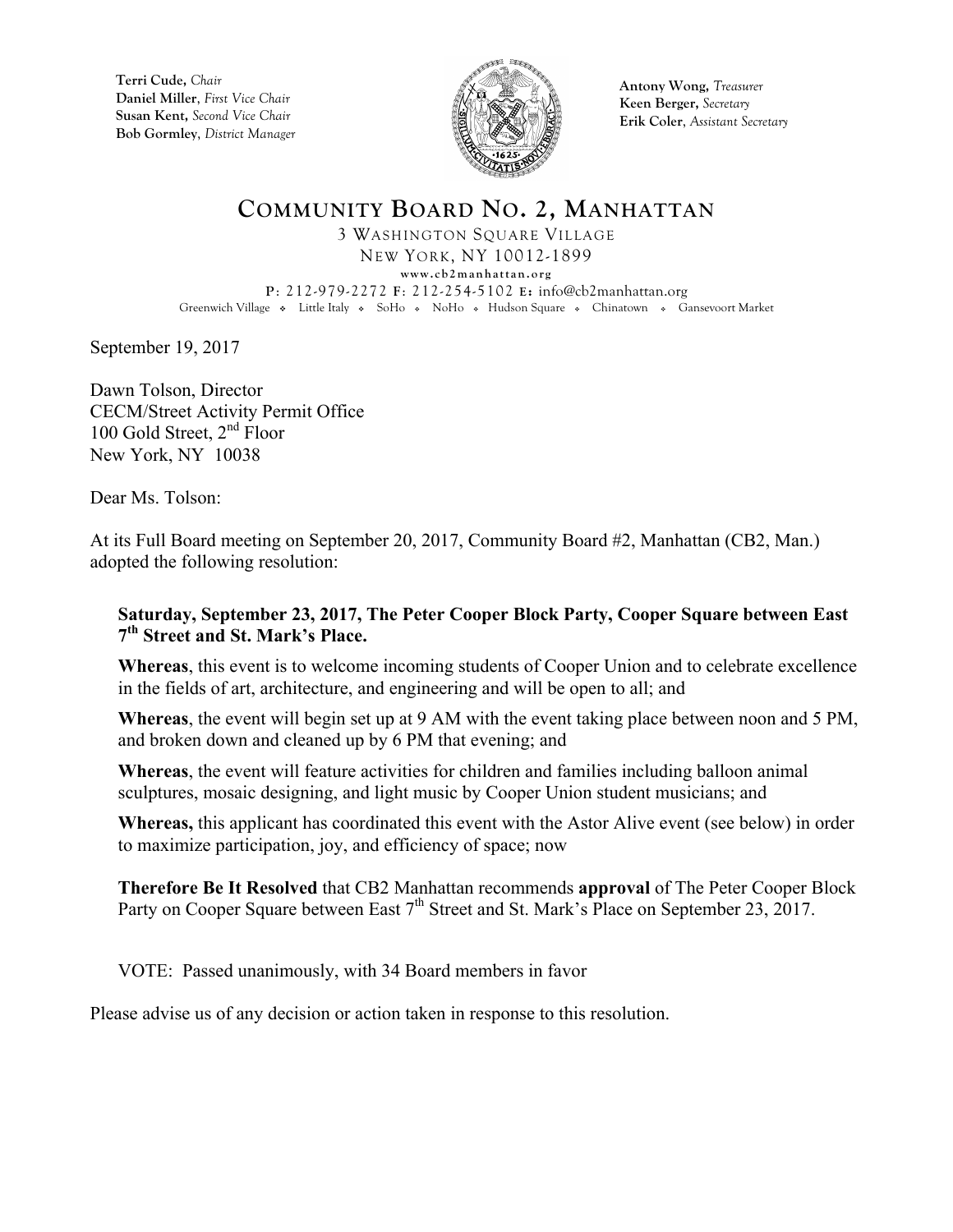**Terri Cude,** *Chair*
**Daniel Miller**, *First Vice Chair*
**Susan Kent,** *Second Vice Chair*
**Bob Gormley**, *District Manager*

**Antony Wong,** *Treasurer*
**Keen Berger,** *Secretary*
**Erik Coler**, *Assistant Secretary*

# COMMUNITY BOARD NO. 2, MANHATTAN

3 WASHINGTON SQUARE VILLAGE
NEW YORK, NY 10012-1899
www.cb2manhattan.org
P: 212-979-2272 F: 212-254-5102 E: info@cb2manhattan.org
Greenwich Village ❖ Little Italy ❖ SoHo ❖ NoHo ❖ Hudson Square ❖ Chinatown ❖ Gansevoort Market

September 19, 2017

Dawn Tolson, Director
CECM/Street Activity Permit Office
100 Gold Street, 2nd Floor
New York, NY 10038

Dear Ms. Tolson:

At its Full Board meeting on September 20, 2017, Community Board #2, Manhattan (CB2, Man.) adopted the following resolution:

**Saturday, September 23, 2017, The Peter Cooper Block Party, Cooper Square between East 7th Street and St. Mark's Place.**

**Whereas**, this event is to welcome incoming students of Cooper Union and to celebrate excellence in the fields of art, architecture, and engineering and will be open to all; and

**Whereas**, the event will begin set up at 9 AM with the event taking place between noon and 5 PM, and broken down and cleaned up by 6 PM that evening; and

**Whereas**, the event will feature activities for children and families including balloon animal sculptures, mosaic designing, and light music by Cooper Union student musicians; and

**Whereas,** this applicant has coordinated this event with the Astor Alive event (see below) in order to maximize participation, joy, and efficiency of space; now

**Therefore Be It Resolved** that CB2 Manhattan recommends **approval** of The Peter Cooper Block Party on Cooper Square between East 7th Street and St. Mark's Place on September 23, 2017.

VOTE: Passed unanimously, with 34 Board members in favor

Please advise us of any decision or action taken in response to this resolution.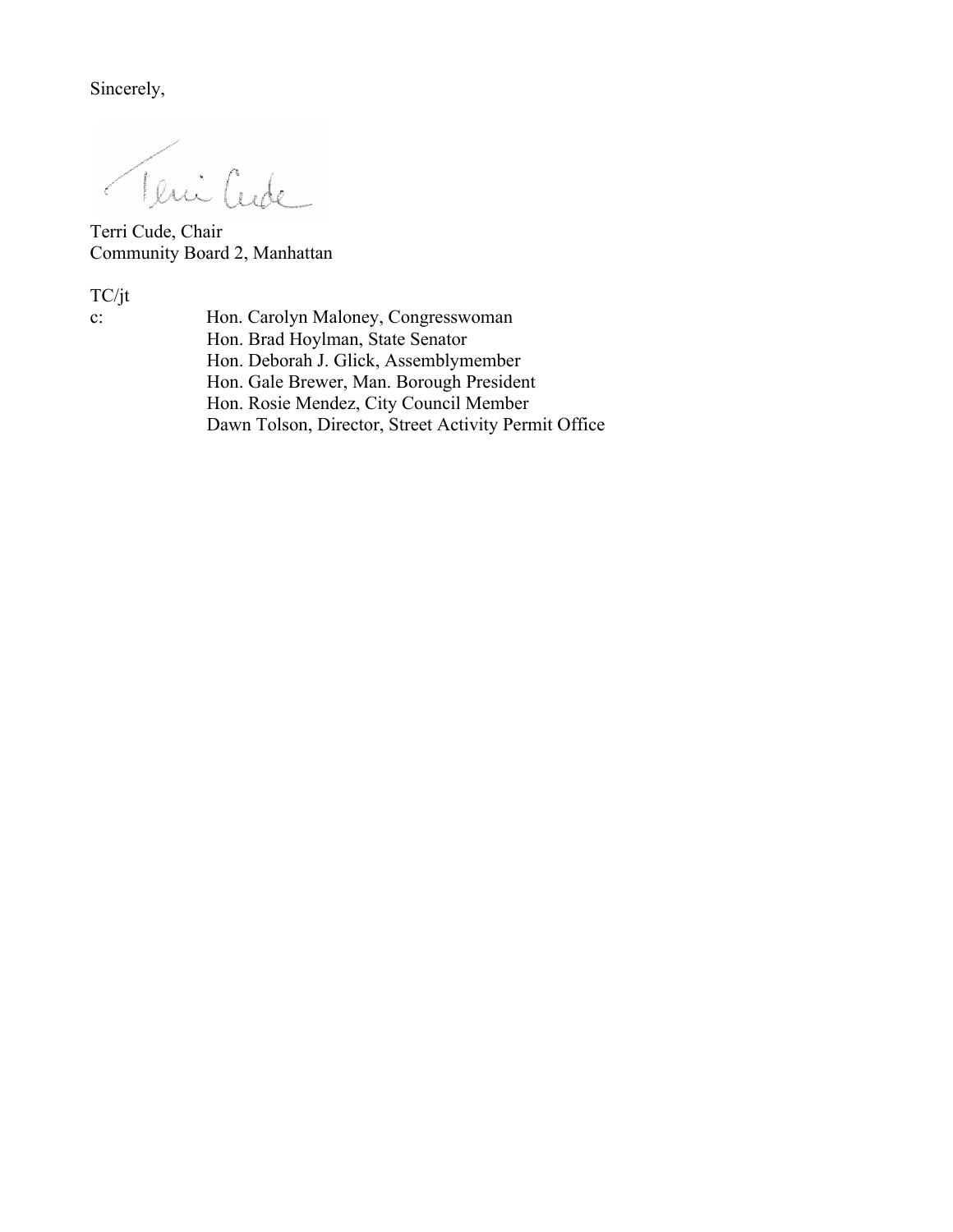Sincerely,

Terri Cude, Chair
Community Board 2, Manhattan

TC/jt

c: Hon. Carolyn Maloney, Congresswoman
Hon. Brad Hoylman, State Senator
Hon. Deborah J. Glick, Assemblymember
Hon. Gale Brewer, Man. Borough President
Hon. Rosie Mendez, City Council Member
Dawn Tolson, Director, Street Activity Permit Office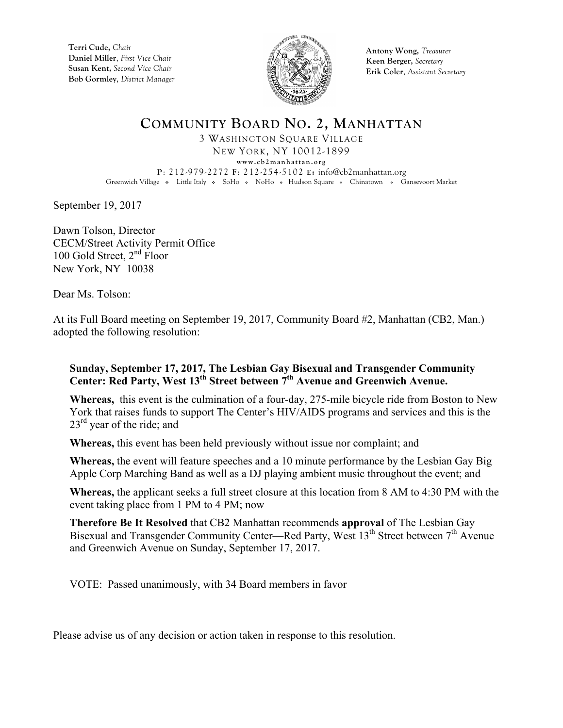Terri Cude, *Chair*
Daniel Miller, *First Vice Chair*
Susan Kent, *Second Vice Chair*
Bob Gormley, *District Manager*

Antony Wong, *Treasurer*
Keen Berger, *Secretary*
Erik Coler, *Assistant Secretary*

# COMMUNITY BOARD NO. 2, MANHATTAN

3 WASHINGTON SQUARE VILLAGE
NEW YORK, NY 10012-1899
www.cb2manhattan.org
P: 212-979-2272 F: 212-254-5102 E: info@cb2manhattan.org
Greenwich Village ❖ Little Italy ❖ SoHo ❖ NoHo ❖ Hudson Square ❖ Chinatown ❖ Gansevoort Market

September 19, 2017

Dawn Tolson, Director
CECM/Street Activity Permit Office
100 Gold Street, 2nd Floor
New York, NY 10038

Dear Ms. Tolson:

At its Full Board meeting on September 19, 2017, Community Board #2, Manhattan (CB2, Man.) adopted the following resolution:

**Sunday, September 17, 2017, The Lesbian Gay Bisexual and Transgender Community Center: Red Party, West 13th Street between 7th Avenue and Greenwich Avenue.**

**Whereas,** this event is the culmination of a four-day, 275-mile bicycle ride from Boston to New York that raises funds to support The Center's HIV/AIDS programs and services and this is the 23rd year of the ride; and

**Whereas,** this event has been held previously without issue nor complaint; and

**Whereas,** the event will feature speeches and a 10 minute performance by the Lesbian Gay Big Apple Corp Marching Band as well as a DJ playing ambient music throughout the event; and

**Whereas,** the applicant seeks a full street closure at this location from 8 AM to 4:30 PM with the event taking place from 1 PM to 4 PM; now

**Therefore Be It Resolved** that CB2 Manhattan recommends **approval** of The Lesbian Gay Bisexual and Transgender Community Center—Red Party, West 13th Street between 7th Avenue and Greenwich Avenue on Sunday, September 17, 2017.

VOTE: Passed unanimously, with 34 Board members in favor

Please advise us of any decision or action taken in response to this resolution.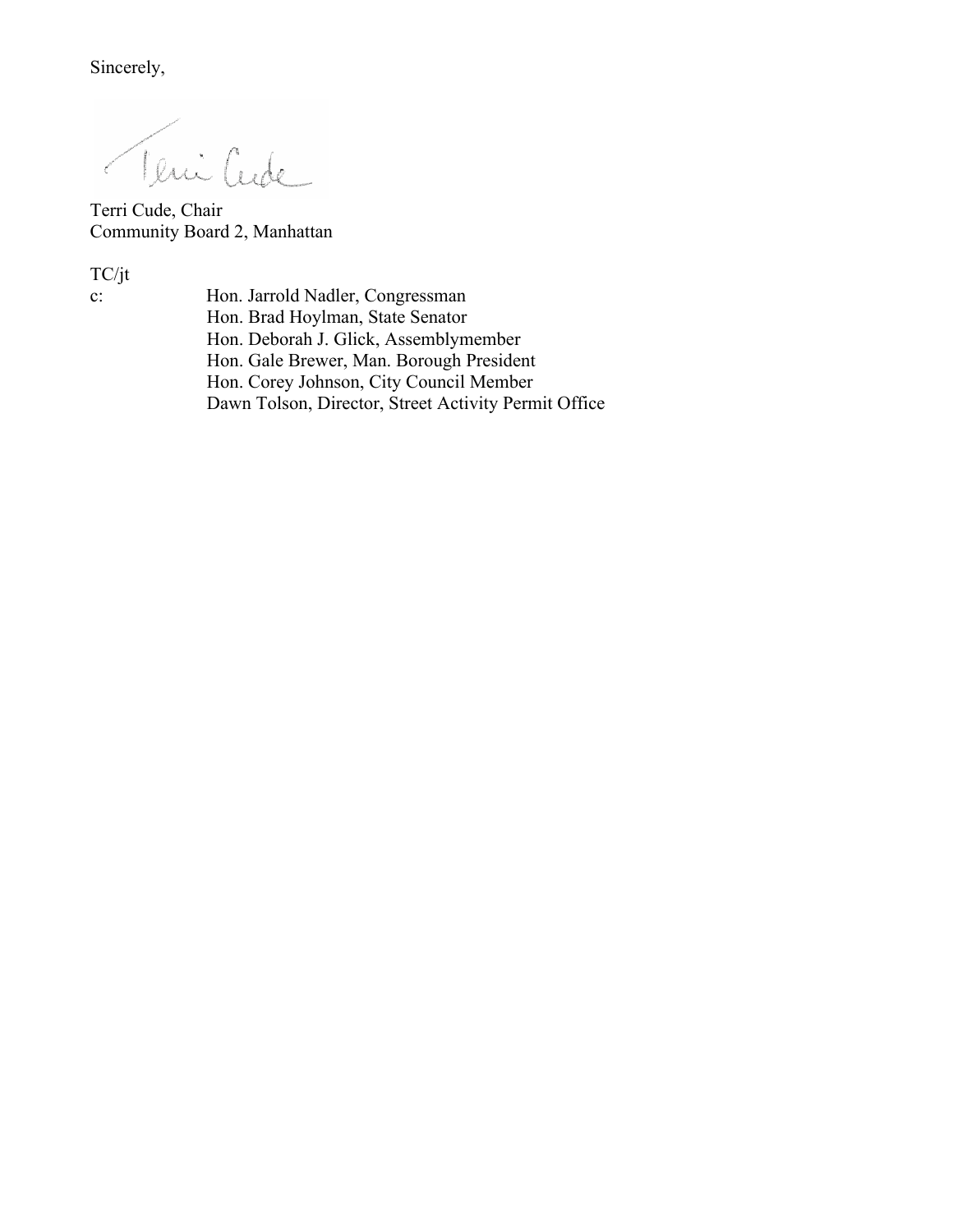Sincerely,

Terri Cude, Chair
Community Board 2, Manhattan

TC/jt

c: Hon. Jarrold Nadler, Congressman
Hon. Brad Hoylman, State Senator
Hon. Deborah J. Glick, Assemblymember
Hon. Gale Brewer, Man. Borough President
Hon. Corey Johnson, City Council Member
Dawn Tolson, Director, Street Activity Permit Office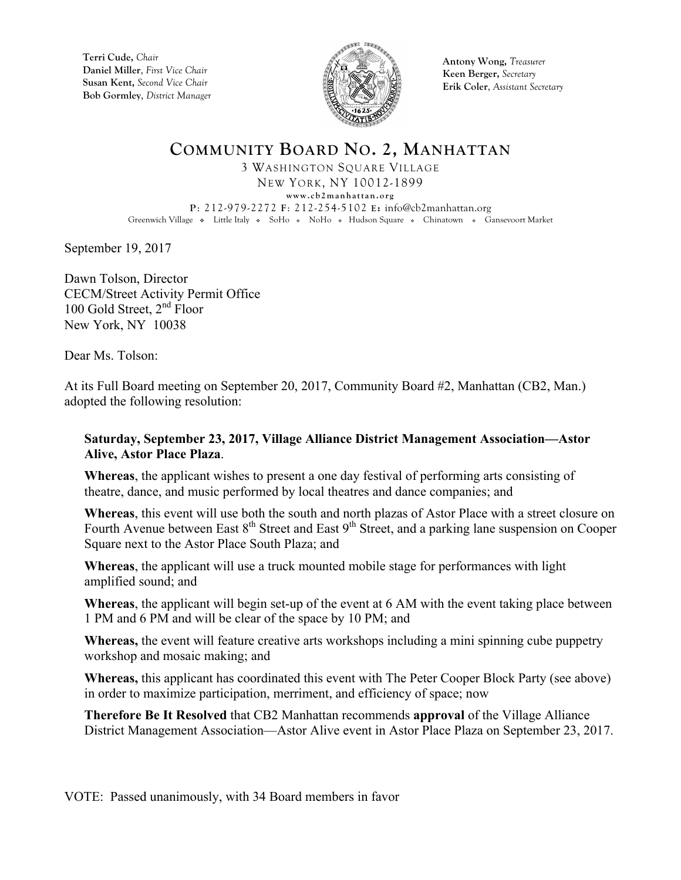**Terri Cude,** *Chair*
**Daniel Miller**, *First Vice Chair*
**Susan Kent,** *Second Vice Chair*
**Bob Gormley**, *District Manager*

**Antony Wong,** *Treasurer*
**Keen Berger,** *Secretary*
**Erik Coler**, *Assistant Secretary*

# COMMUNITY BOARD NO. 2, MANHATTAN

3 WASHINGTON SQUARE VILLAGE
NEW YORK, NY 10012-1899
www.cb2manhattan.org
P: 212-979-2272 F: 212-254-5102 E: info@cb2manhattan.org
Greenwich Village ❖ Little Italy ❖ SoHo ❖ NoHo ❖ Hudson Square ❖ Chinatown ❖ Gansevoort Market

September 19, 2017

Dawn Tolson, Director
CECM/Street Activity Permit Office
100 Gold Street, 2nd Floor
New York, NY 10038

Dear Ms. Tolson:

At its Full Board meeting on September 20, 2017, Community Board #2, Manhattan (CB2, Man.) adopted the following resolution:

**Saturday, September 23, 2017, Village Alliance District Management Association—Astor Alive, Astor Place Plaza**.

**Whereas**, the applicant wishes to present a one day festival of performing arts consisting of theatre, dance, and music performed by local theatres and dance companies; and

**Whereas**, this event will use both the south and north plazas of Astor Place with a street closure on Fourth Avenue between East 8th Street and East 9th Street, and a parking lane suspension on Cooper Square next to the Astor Place South Plaza; and

**Whereas**, the applicant will use a truck mounted mobile stage for performances with light amplified sound; and

**Whereas**, the applicant will begin set-up of the event at 6 AM with the event taking place between 1 PM and 6 PM and will be clear of the space by 10 PM; and

**Whereas,** the event will feature creative arts workshops including a mini spinning cube puppetry workshop and mosaic making; and

**Whereas,** this applicant has coordinated this event with The Peter Cooper Block Party (see above) in order to maximize participation, merriment, and efficiency of space; now

**Therefore Be It Resolved** that CB2 Manhattan recommends **approval** of the Village Alliance District Management Association—Astor Alive event in Astor Place Plaza on September 23, 2017.

VOTE: Passed unanimously, with 34 Board members in favor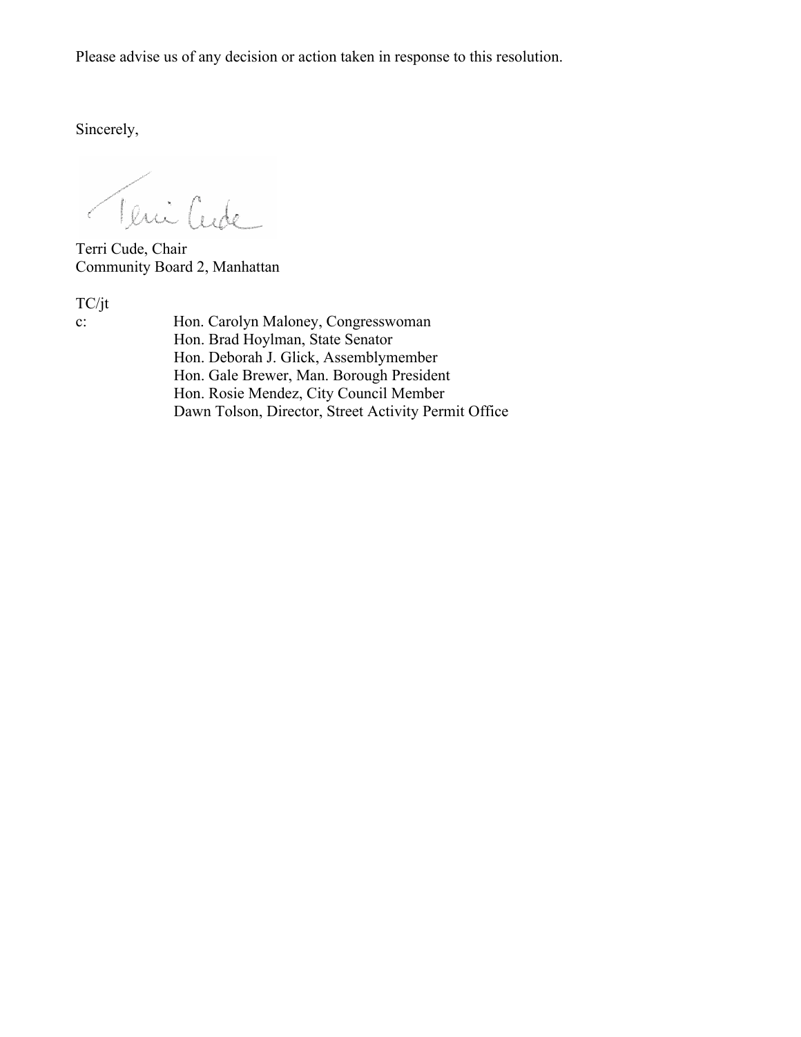Please advise us of any decision or action taken in response to this resolution.

Sincerely,

Terri Cude, Chair  
Community Board 2, Manhattan

TC/jt  
c: Hon. Carolyn Maloney, Congresswoman  
Hon. Brad Hoylman, State Senator  
Hon. Deborah J. Glick, Assemblymember  
Hon. Gale Brewer, Man. Borough President  
Hon. Rosie Mendez, City Council Member  
Dawn Tolson, Director, Street Activity Permit Office